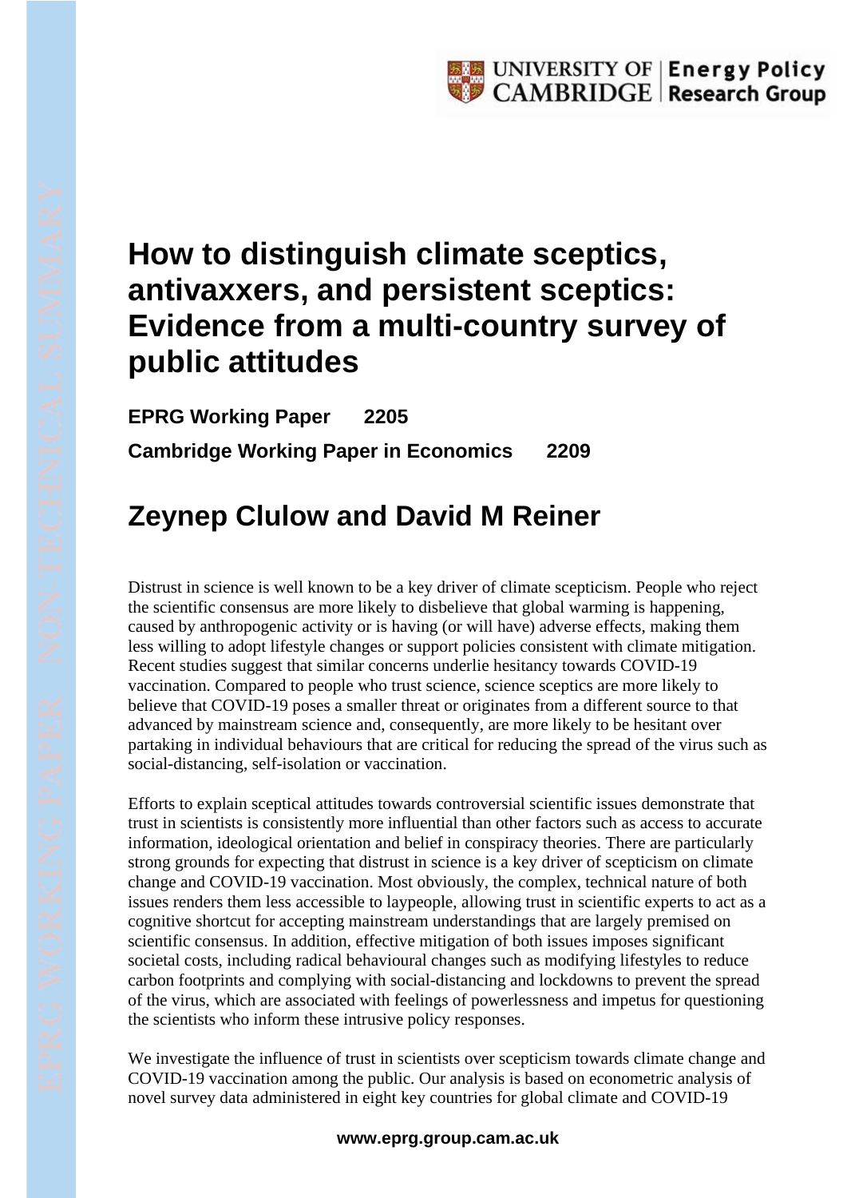# How to distinguish climate sceptics, antivaxxers, and persistent sceptics: Evidence from a multi-country survey of public attitudes

**EPRG Working Paper 2205**

**Cambridge Working Paper in Economics 2209**

## Zeynep Clulow and David M Reiner

Distrust in science is well known to be a key driver of climate scepticism. People who reject the scientific consensus are more likely to disbelieve that global warming is happening, caused by anthropogenic activity or is having (or will have) adverse effects, making them less willing to adopt lifestyle changes or support policies consistent with climate mitigation. Recent studies suggest that similar concerns underlie hesitancy towards COVID-19 vaccination. Compared to people who trust science, science sceptics are more likely to believe that COVID-19 poses a smaller threat or originates from a different source to that advanced by mainstream science and, consequently, are more likely to be hesitant over partaking in individual behaviours that are critical for reducing the spread of the virus such as social-distancing, self-isolation or vaccination.

Efforts to explain sceptical attitudes towards controversial scientific issues demonstrate that trust in scientists is consistently more influential than other factors such as access to accurate information, ideological orientation and belief in conspiracy theories. There are particularly strong grounds for expecting that distrust in science is a key driver of scepticism on climate change and COVID-19 vaccination. Most obviously, the complex, technical nature of both issues renders them less accessible to laypeople, allowing trust in scientific experts to act as a cognitive shortcut for accepting mainstream understandings that are largely premised on scientific consensus. In addition, effective mitigation of both issues imposes significant societal costs, including radical behavioural changes such as modifying lifestyles to reduce carbon footprints and complying with social-distancing and lockdowns to prevent the spread of the virus, which are associated with feelings of powerlessness and impetus for questioning the scientists who inform these intrusive policy responses.

We investigate the influence of trust in scientists over scepticism towards climate change and COVID-19 vaccination among the public. Our analysis is based on econometric analysis of novel survey data administered in eight key countries for global climate and COVID-19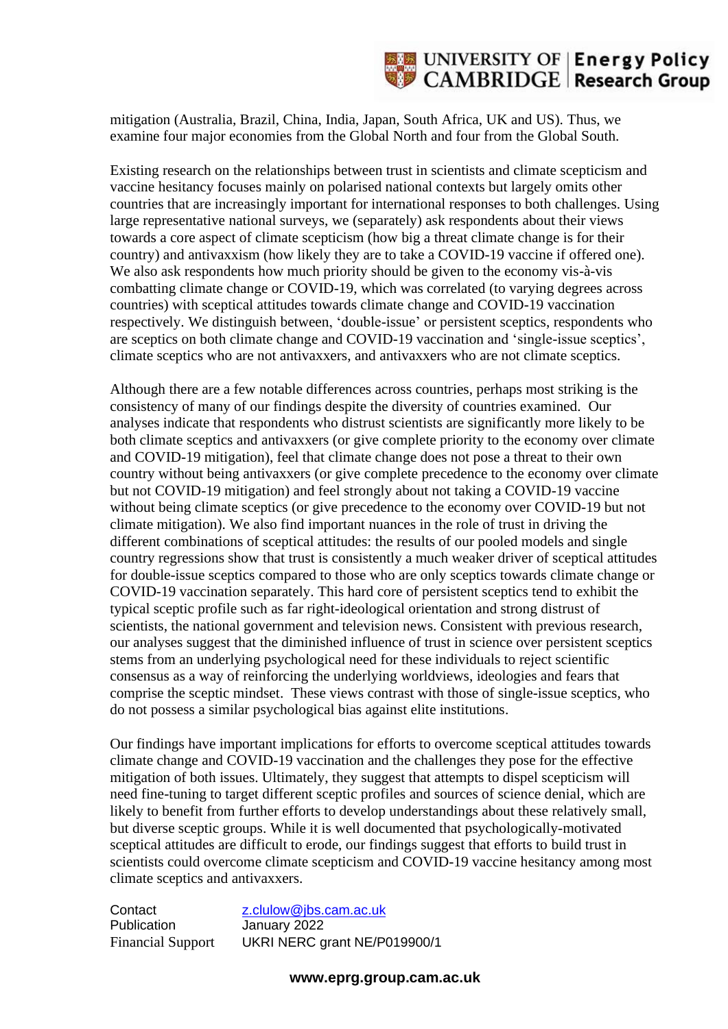mitigation (Australia, Brazil, China, India, Japan, South Africa, UK and US). Thus, we examine four major economies from the Global North and four from the Global South.

Existing research on the relationships between trust in scientists and climate scepticism and vaccine hesitancy focuses mainly on polarised national contexts but largely omits other countries that are increasingly important for international responses to both challenges. Using large representative national surveys, we (separately) ask respondents about their views towards a core aspect of climate scepticism (how big a threat climate change is for their country) and antivaxxism (how likely they are to take a COVID-19 vaccine if offered one). We also ask respondents how much priority should be given to the economy vis-à-vis combatting climate change or COVID-19, which was correlated (to varying degrees across countries) with sceptical attitudes towards climate change and COVID-19 vaccination respectively. We distinguish between, 'double-issue' or persistent sceptics, respondents who are sceptics on both climate change and COVID-19 vaccination and 'single-issue sceptics', climate sceptics who are not antivaxxers, and antivaxxers who are not climate sceptics.

Although there are a few notable differences across countries, perhaps most striking is the consistency of many of our findings despite the diversity of countries examined. Our analyses indicate that respondents who distrust scientists are significantly more likely to be both climate sceptics and antivaxxers (or give complete priority to the economy over climate and COVID-19 mitigation), feel that climate change does not pose a threat to their own country without being antivaxxers (or give complete precedence to the economy over climate but not COVID-19 mitigation) and feel strongly about not taking a COVID-19 vaccine without being climate sceptics (or give precedence to the economy over COVID-19 but not climate mitigation). We also find important nuances in the role of trust in driving the different combinations of sceptical attitudes: the results of our pooled models and single country regressions show that trust is consistently a much weaker driver of sceptical attitudes for double-issue sceptics compared to those who are only sceptics towards climate change or COVID-19 vaccination separately. This hard core of persistent sceptics tend to exhibit the typical sceptic profile such as far right-ideological orientation and strong distrust of scientists, the national government and television news. Consistent with previous research, our analyses suggest that the diminished influence of trust in science over persistent sceptics stems from an underlying psychological need for these individuals to reject scientific consensus as a way of reinforcing the underlying worldviews, ideologies and fears that comprise the sceptic mindset. These views contrast with those of single-issue sceptics, who do not possess a similar psychological bias against elite institutions.

Our findings have important implications for efforts to overcome sceptical attitudes towards climate change and COVID-19 vaccination and the challenges they pose for the effective mitigation of both issues. Ultimately, they suggest that attempts to dispel scepticism will need fine-tuning to target different sceptic profiles and sources of science denial, which are likely to benefit from further efforts to develop understandings about these relatively small, but diverse sceptic groups. While it is well documented that psychologically-motivated sceptical attitudes are difficult to erode, our findings suggest that efforts to build trust in scientists could overcome climate scepticism and COVID-19 vaccine hesitancy among most climate sceptics and antivaxxers.

| | |
|---|---|
| Contact | z.clulow@jbs.cam.ac.uk |
| Publication | January 2022 |
| Financial Support | UKRI NERC grant NE/P019900/1 |